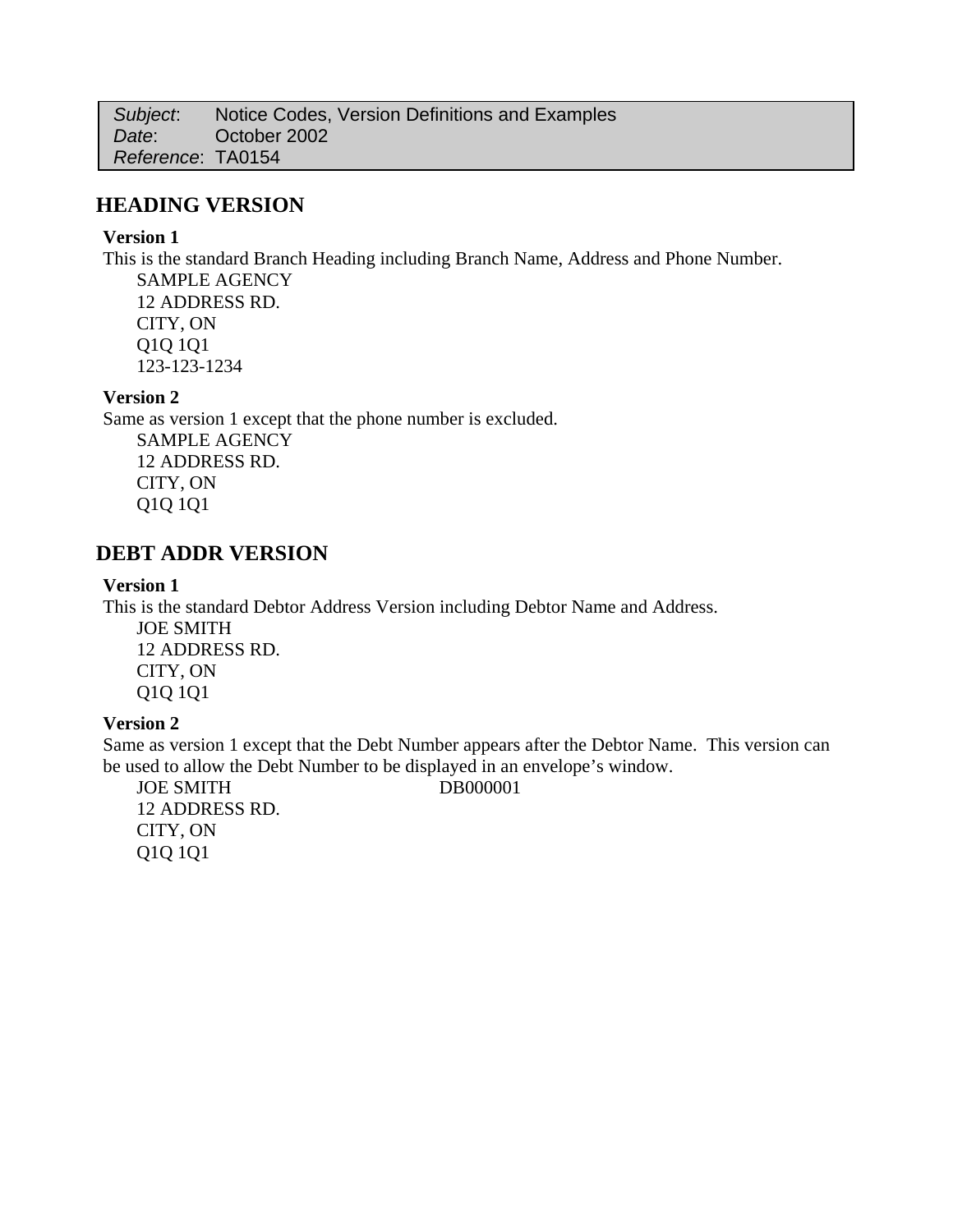*Subject*: Notice Codes, Version Definitions and Examples
*Date*: October 2002
*Reference*: TA0154

## HEADING VERSION

**Version 1**

This is the standard Branch Heading including Branch Name, Address and Phone Number.

SAMPLE AGENCY
12 ADDRESS RD.
CITY, ON
Q1Q 1Q1
123-123-1234

**Version 2**

Same as version 1 except that the phone number is excluded.

SAMPLE AGENCY
12 ADDRESS RD.
CITY, ON
Q1Q 1Q1

## DEBT ADDR VERSION

**Version 1**

This is the standard Debtor Address Version including Debtor Name and Address.

JOE SMITH
12 ADDRESS RD.
CITY, ON
Q1Q 1Q1

**Version 2**

Same as version 1 except that the Debt Number appears after the Debtor Name. This version can be used to allow the Debt Number to be displayed in an envelope's window.

JOE SMITH DB000001
12 ADDRESS RD.
CITY, ON
Q1Q 1Q1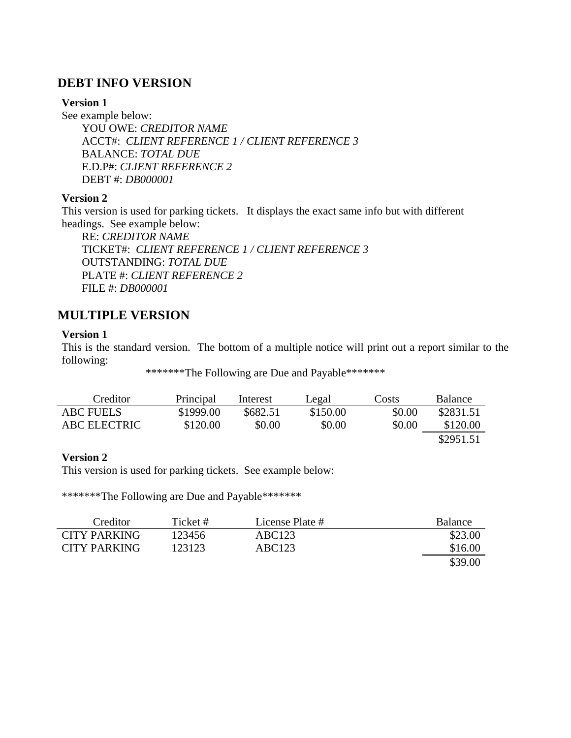## DEBT INFO VERSION

**Version 1**

See example below:

YOU OWE: *CREDITOR NAME*
ACCT#: *CLIENT REFERENCE 1 / CLIENT REFERENCE 3*
BALANCE: *TOTAL DUE*
E.D.P#: *CLIENT REFERENCE 2*
DEBT #: *DB000001*

**Version 2**

This version is used for parking tickets. It displays the exact same info but with different headings. See example below:

RE: *CREDITOR NAME*
TICKET#: *CLIENT REFERENCE 1 / CLIENT REFERENCE 3*
OUTSTANDING: *TOTAL DUE*
PLATE #: *CLIENT REFERENCE 2*
FILE #: *DB000001*

## MULTIPLE VERSION

**Version 1**

This is the standard version. The bottom of a multiple notice will print out a report similar to the following:

*******The Following are Due and Payable*******

| Creditor | Principal | Interest | Legal | Costs | Balance |
|---|---|---|---|---|---|
| ABC FUELS | $1999.00 | $682.51 | $150.00 | $0.00 | $2831.51 |
| ABC ELECTRIC | $120.00 | $0.00 | $0.00 | $0.00 | $120.00 |
| | | | | | $2951.51 |

**Version 2**

This version is used for parking tickets. See example below:

*******The Following are Due and Payable*******

| Creditor | Ticket # | License Plate # | Balance |
|---|---|---|---|
| CITY PARKING | 123456 | ABC123 | $23.00 |
| CITY PARKING | 123123 | ABC123 | $16.00 |
| | | | $39.00 |